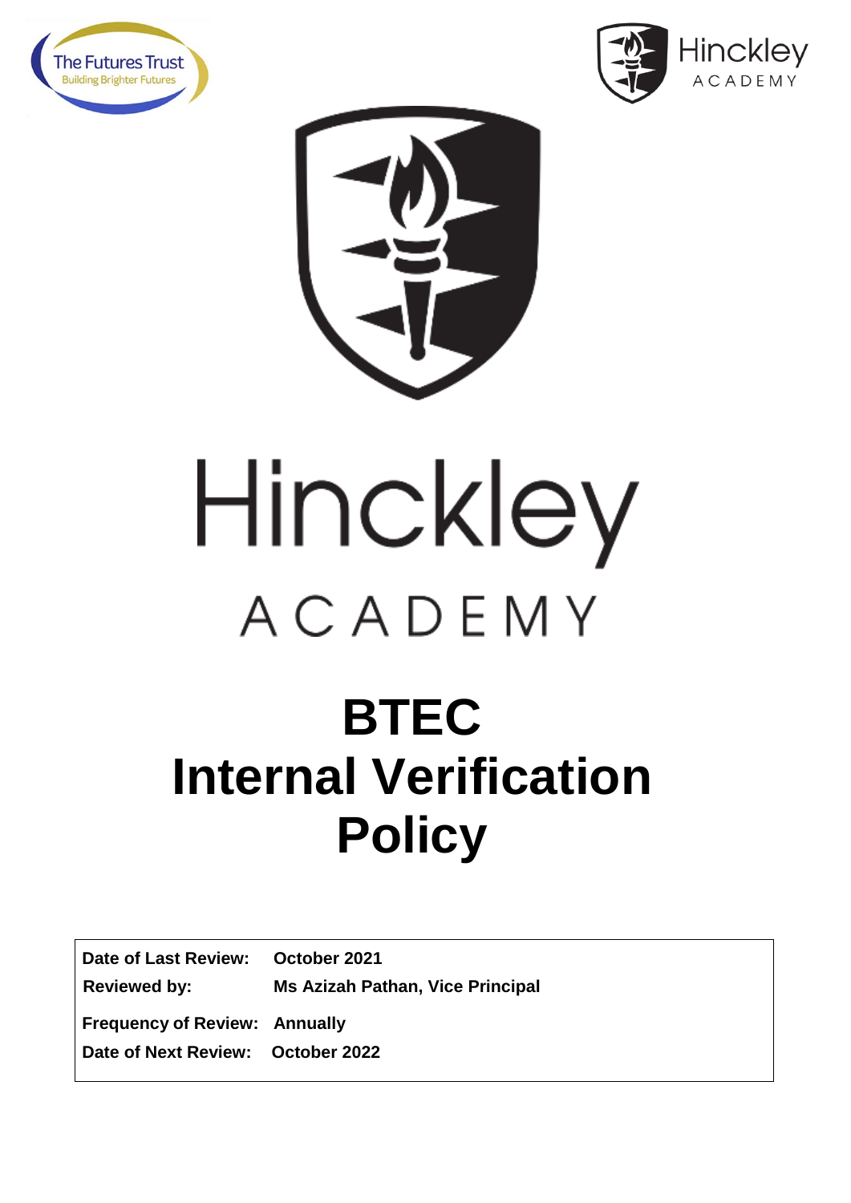The Futures Trust
Building Brighter Futures

Hinckley ACADEMY

Hinckley ACADEMY

# BTEC Internal Verification Policy

| | |
|---|---|
| **Date of Last Review:** | **October 2021** |
| **Reviewed by:** | **Ms Azizah Pathan, Vice Principal** |
| **Frequency of Review:** | **Annually** |
| **Date of Next Review:** | **October 2022** |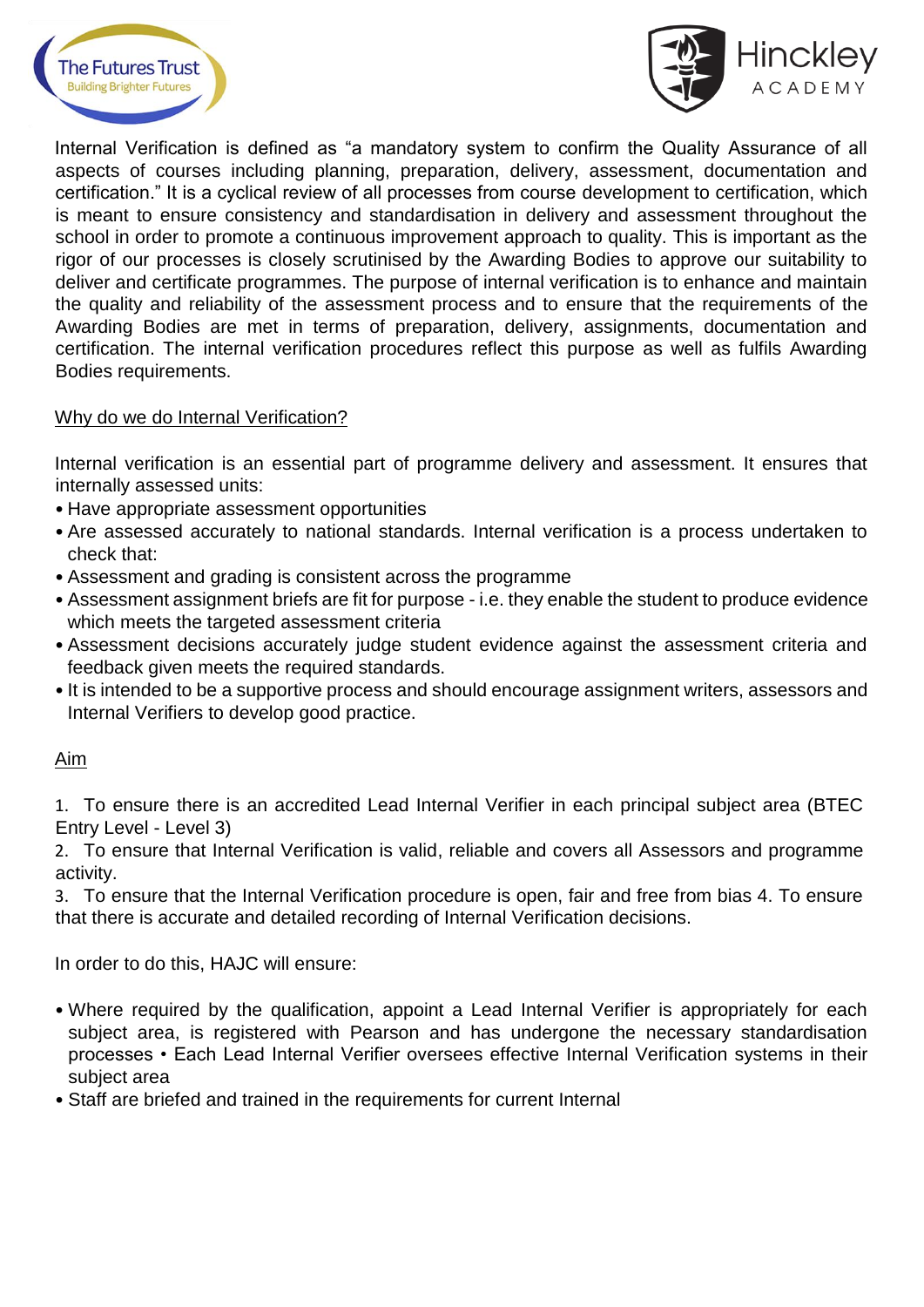Internal Verification is defined as "a mandatory system to confirm the Quality Assurance of all aspects of courses including planning, preparation, delivery, assessment, documentation and certification." It is a cyclical review of all processes from course development to certification, which is meant to ensure consistency and standardisation in delivery and assessment throughout the school in order to promote a continuous improvement approach to quality. This is important as the rigor of our processes is closely scrutinised by the Awarding Bodies to approve our suitability to deliver and certificate programmes. The purpose of internal verification is to enhance and maintain the quality and reliability of the assessment process and to ensure that the requirements of the Awarding Bodies are met in terms of preparation, delivery, assignments, documentation and certification. The internal verification procedures reflect this purpose as well as fulfils Awarding Bodies requirements.

Why do we do Internal Verification?

Internal verification is an essential part of programme delivery and assessment. It ensures that internally assessed units:

- Have appropriate assessment opportunities
- Are assessed accurately to national standards. Internal verification is a process undertaken to check that:
- Assessment and grading is consistent across the programme
- Assessment assignment briefs are fit for purpose - i.e. they enable the student to produce evidence which meets the targeted assessment criteria
- Assessment decisions accurately judge student evidence against the assessment criteria and feedback given meets the required standards.
- It is intended to be a supportive process and should encourage assignment writers, assessors and Internal Verifiers to develop good practice.

Aim

1. To ensure there is an accredited Lead Internal Verifier in each principal subject area (BTEC Entry Level - Level 3)
2. To ensure that Internal Verification is valid, reliable and covers all Assessors and programme activity.
3. To ensure that the Internal Verification procedure is open, fair and free from bias 4. To ensure that there is accurate and detailed recording of Internal Verification decisions.

In order to do this, HAJC will ensure:

- Where required by the qualification, appoint a Lead Internal Verifier is appropriately for each subject area, is registered with Pearson and has undergone the necessary standardisation processes • Each Lead Internal Verifier oversees effective Internal Verification systems in their subject area
- Staff are briefed and trained in the requirements for current Internal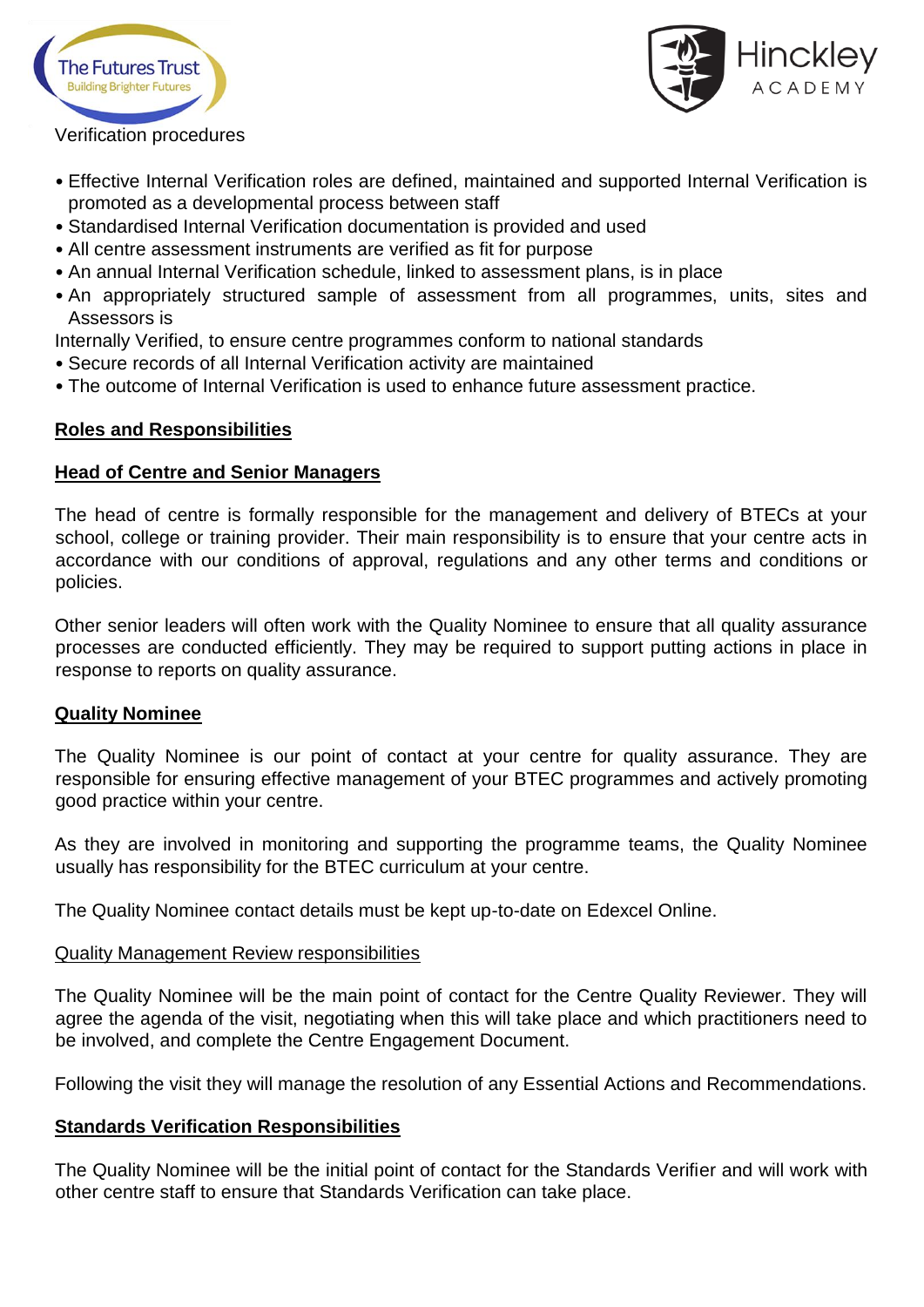Verification procedures

- Effective Internal Verification roles are defined, maintained and supported Internal Verification is promoted as a developmental process between staff
- Standardised Internal Verification documentation is provided and used
- All centre assessment instruments are verified as fit for purpose
- An annual Internal Verification schedule, linked to assessment plans, is in place
- An appropriately structured sample of assessment from all programmes, units, sites and Assessors is

Internally Verified, to ensure centre programmes conform to national standards

- Secure records of all Internal Verification activity are maintained
- The outcome of Internal Verification is used to enhance future assessment practice.

## Roles and Responsibilities

### Head of Centre and Senior Managers

The head of centre is formally responsible for the management and delivery of BTECs at your school, college or training provider. Their main responsibility is to ensure that your centre acts in accordance with our conditions of approval, regulations and any other terms and conditions or policies.

Other senior leaders will often work with the Quality Nominee to ensure that all quality assurance processes are conducted efficiently. They may be required to support putting actions in place in response to reports on quality assurance.

### Quality Nominee

The Quality Nominee is our point of contact at your centre for quality assurance. They are responsible for ensuring effective management of your BTEC programmes and actively promoting good practice within your centre.

As they are involved in monitoring and supporting the programme teams, the Quality Nominee usually has responsibility for the BTEC curriculum at your centre.

The Quality Nominee contact details must be kept up-to-date on Edexcel Online.

#### Quality Management Review responsibilities

The Quality Nominee will be the main point of contact for the Centre Quality Reviewer. They will agree the agenda of the visit, negotiating when this will take place and which practitioners need to be involved, and complete the Centre Engagement Document.

Following the visit they will manage the resolution of any Essential Actions and Recommendations.

### Standards Verification Responsibilities

The Quality Nominee will be the initial point of contact for the Standards Verifier and will work with other centre staff to ensure that Standards Verification can take place.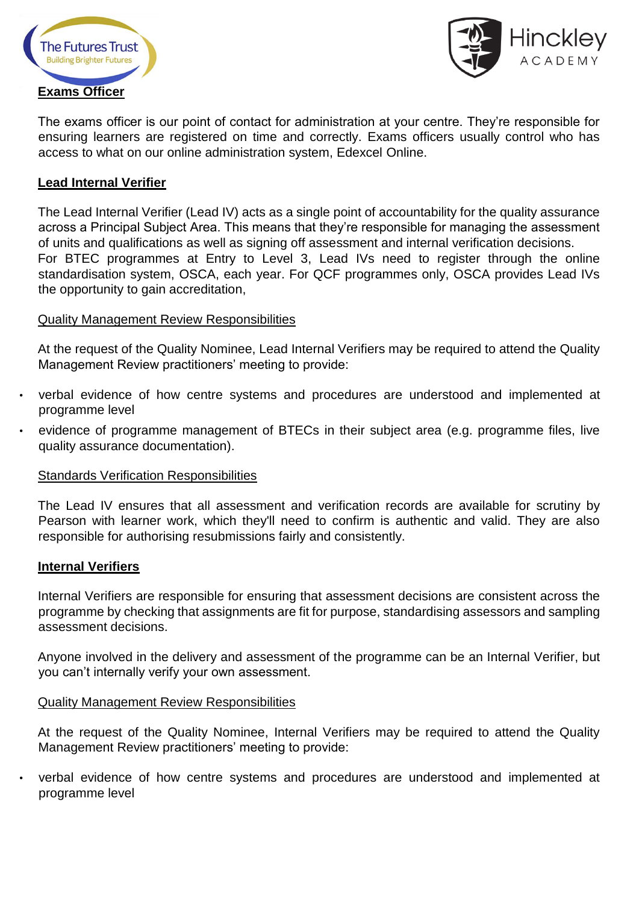**Exams Officer**

The exams officer is our point of contact for administration at your centre. They're responsible for ensuring learners are registered on time and correctly. Exams officers usually control who has access to what on our online administration system, Edexcel Online.

**Lead Internal Verifier**

The Lead Internal Verifier (Lead IV) acts as a single point of accountability for the quality assurance across a Principal Subject Area. This means that they're responsible for managing the assessment of units and qualifications as well as signing off assessment and internal verification decisions.
For BTEC programmes at Entry to Level 3, Lead IVs need to register through the online standardisation system, OSCA, each year. For QCF programmes only, OSCA provides Lead IVs the opportunity to gain accreditation,

Quality Management Review Responsibilities

At the request of the Quality Nominee, Lead Internal Verifiers may be required to attend the Quality Management Review practitioners' meeting to provide:

- verbal evidence of how centre systems and procedures are understood and implemented at programme level
- evidence of programme management of BTECs in their subject area (e.g. programme files, live quality assurance documentation).

Standards Verification Responsibilities

The Lead IV ensures that all assessment and verification records are available for scrutiny by Pearson with learner work, which they'll need to confirm is authentic and valid. They are also responsible for authorising resubmissions fairly and consistently.

**Internal Verifiers**

Internal Verifiers are responsible for ensuring that assessment decisions are consistent across the programme by checking that assignments are fit for purpose, standardising assessors and sampling assessment decisions.

Anyone involved in the delivery and assessment of the programme can be an Internal Verifier, but you can't internally verify your own assessment.

Quality Management Review Responsibilities

At the request of the Quality Nominee, Internal Verifiers may be required to attend the Quality Management Review practitioners' meeting to provide:

- verbal evidence of how centre systems and procedures are understood and implemented at programme level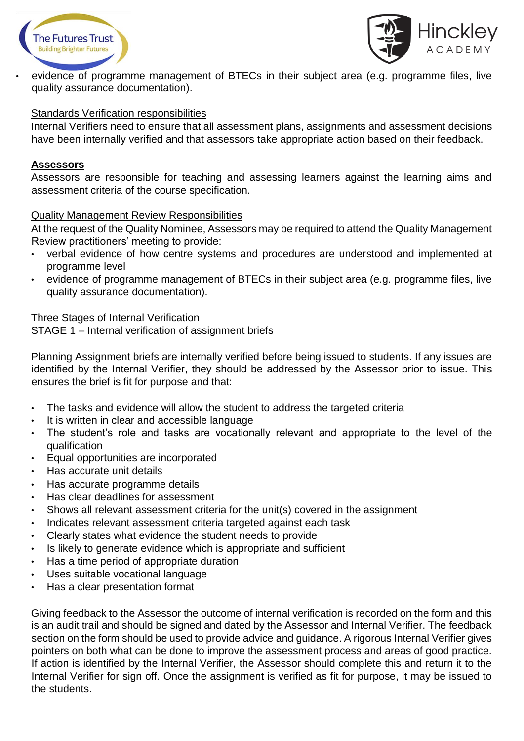- evidence of programme management of BTECs in their subject area (e.g. programme files, live quality assurance documentation).

Standards Verification responsibilities

Internal Verifiers need to ensure that all assessment plans, assignments and assessment decisions have been internally verified and that assessors take appropriate action based on their feedback.

**Assessors**

Assessors are responsible for teaching and assessing learners against the learning aims and assessment criteria of the course specification.

Quality Management Review Responsibilities

At the request of the Quality Nominee, Assessors may be required to attend the Quality Management Review practitioners' meeting to provide:

- verbal evidence of how centre systems and procedures are understood and implemented at programme level
- evidence of programme management of BTECs in their subject area (e.g. programme files, live quality assurance documentation).

Three Stages of Internal Verification

STAGE 1 – Internal verification of assignment briefs

Planning Assignment briefs are internally verified before being issued to students. If any issues are identified by the Internal Verifier, they should be addressed by the Assessor prior to issue. This ensures the brief is fit for purpose and that:

- The tasks and evidence will allow the student to address the targeted criteria
- It is written in clear and accessible language
- The student's role and tasks are vocationally relevant and appropriate to the level of the qualification
- Equal opportunities are incorporated
- Has accurate unit details
- Has accurate programme details
- Has clear deadlines for assessment
- Shows all relevant assessment criteria for the unit(s) covered in the assignment
- Indicates relevant assessment criteria targeted against each task
- Clearly states what evidence the student needs to provide
- Is likely to generate evidence which is appropriate and sufficient
- Has a time period of appropriate duration
- Uses suitable vocational language
- Has a clear presentation format

Giving feedback to the Assessor the outcome of internal verification is recorded on the form and this is an audit trail and should be signed and dated by the Assessor and Internal Verifier. The feedback section on the form should be used to provide advice and guidance. A rigorous Internal Verifier gives pointers on both what can be done to improve the assessment process and areas of good practice. If action is identified by the Internal Verifier, the Assessor should complete this and return it to the Internal Verifier for sign off. Once the assignment is verified as fit for purpose, it may be issued to the students.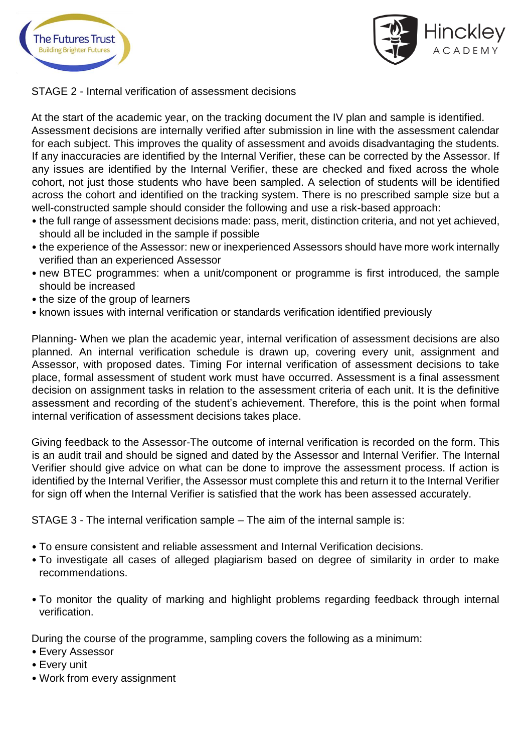STAGE 2 - Internal verification of assessment decisions

At the start of the academic year, on the tracking document the IV plan and sample is identified. Assessment decisions are internally verified after submission in line with the assessment calendar for each subject. This improves the quality of assessment and avoids disadvantaging the students. If any inaccuracies are identified by the Internal Verifier, these can be corrected by the Assessor. If any issues are identified by the Internal Verifier, these are checked and fixed across the whole cohort, not just those students who have been sampled. A selection of students will be identified across the cohort and identified on the tracking system. There is no prescribed sample size but a well-constructed sample should consider the following and use a risk-based approach:

- the full range of assessment decisions made: pass, merit, distinction criteria, and not yet achieved, should all be included in the sample if possible
- the experience of the Assessor: new or inexperienced Assessors should have more work internally verified than an experienced Assessor
- new BTEC programmes: when a unit/component or programme is first introduced, the sample should be increased
- the size of the group of learners
- known issues with internal verification or standards verification identified previously

Planning- When we plan the academic year, internal verification of assessment decisions are also planned. An internal verification schedule is drawn up, covering every unit, assignment and Assessor, with proposed dates. Timing For internal verification of assessment decisions to take place, formal assessment of student work must have occurred. Assessment is a final assessment decision on assignment tasks in relation to the assessment criteria of each unit. It is the definitive assessment and recording of the student's achievement. Therefore, this is the point when formal internal verification of assessment decisions takes place.

Giving feedback to the Assessor-The outcome of internal verification is recorded on the form. This is an audit trail and should be signed and dated by the Assessor and Internal Verifier. The Internal Verifier should give advice on what can be done to improve the assessment process. If action is identified by the Internal Verifier, the Assessor must complete this and return it to the Internal Verifier for sign off when the Internal Verifier is satisfied that the work has been assessed accurately.

STAGE 3 - The internal verification sample – The aim of the internal sample is:

- To ensure consistent and reliable assessment and Internal Verification decisions.
- To investigate all cases of alleged plagiarism based on degree of similarity in order to make recommendations.
- To monitor the quality of marking and highlight problems regarding feedback through internal verification.

During the course of the programme, sampling covers the following as a minimum:

- Every Assessor
- Every unit
- Work from every assignment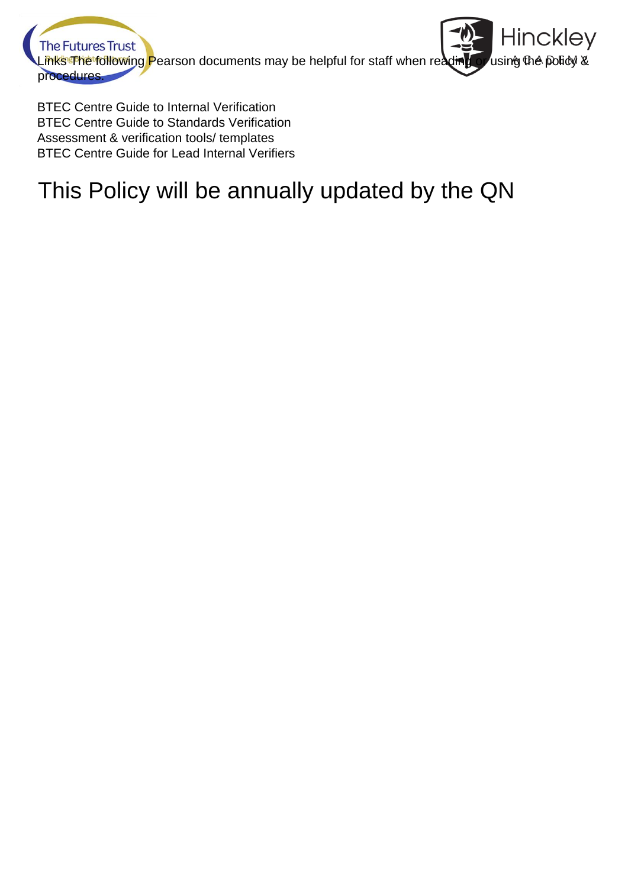Links The following Pearson documents may be helpful for staff when reading or using the policy & procedures.

BTEC Centre Guide to Internal Verification
BTEC Centre Guide to Standards Verification
Assessment & verification tools/ templates
BTEC Centre Guide for Lead Internal Verifiers

# This Policy will be annually updated by the QN